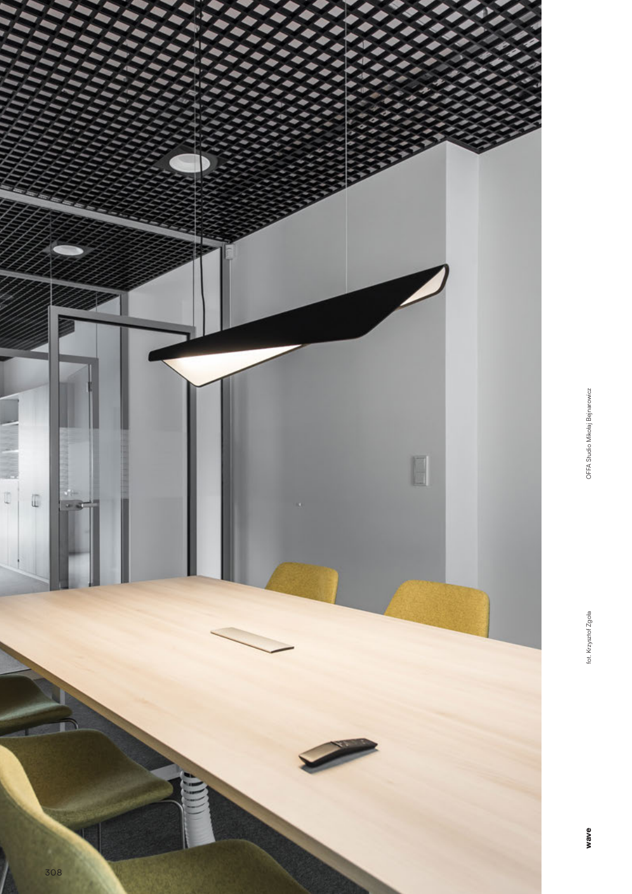fot. Krzysztof Zgoła

OFFA Studio Mikołaj Bejnarowicz

**wave**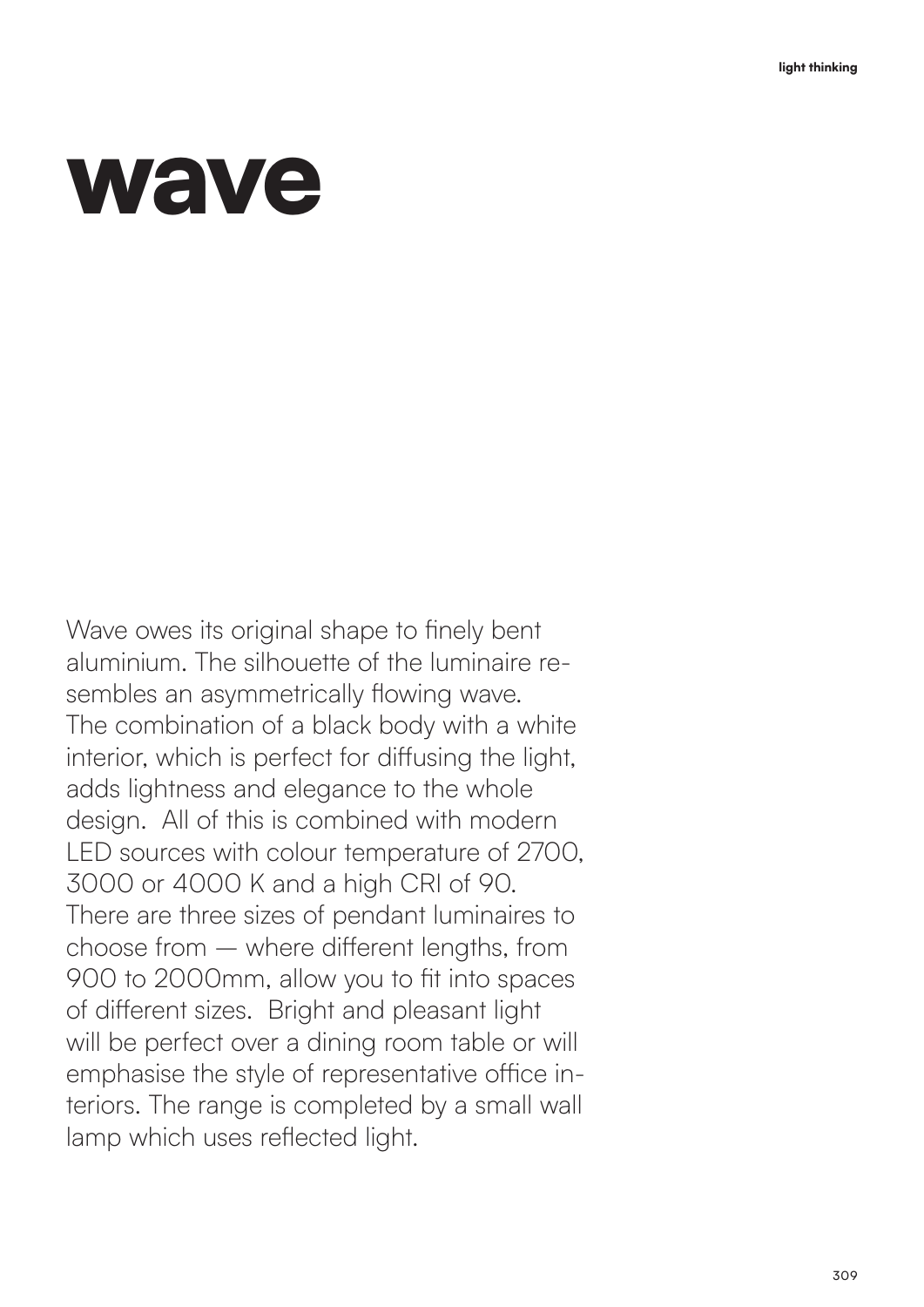# wave

Wave owes its original shape to finely bent aluminium. The silhouette of the luminaire resembles an asymmetrically flowing wave. The combination of a black body with a white interior, which is perfect for diffusing the light, adds lightness and elegance to the whole design. All of this is combined with modern LED sources with colour temperature of 2700, 3000 or 4000 K and a high CRI of 90. There are three sizes of pendant luminaires to choose from — where different lengths, from 900 to 2000mm, allow you to fit into spaces of different sizes. Bright and pleasant light will be perfect over a dining room table or will emphasise the style of representative office interiors. The range is completed by a small wall lamp which uses reflected light.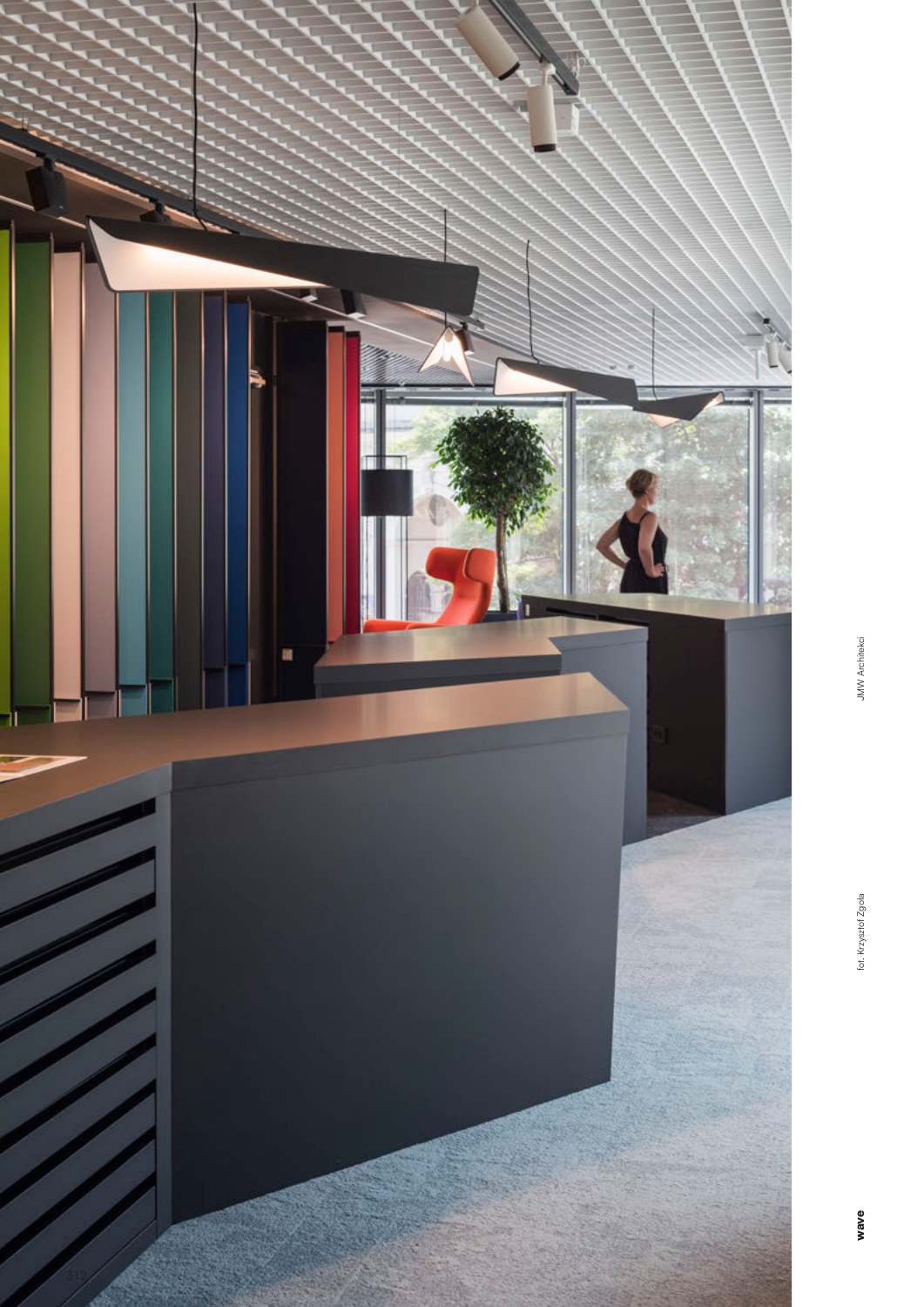fot. Krzysztof Zgoła

JMW Architekci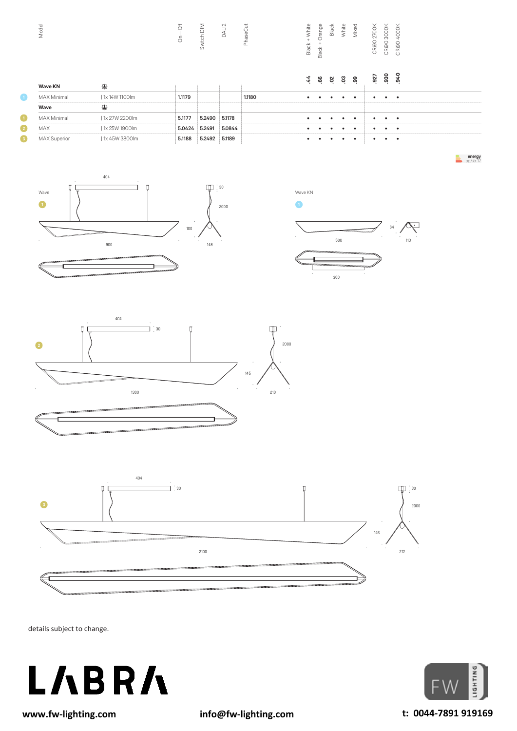| | Model | | On—Off | Switch DIM | DALI2 | PhaseCut | Black + White | Black + Orange | Black | White | Mixed | CRI90 2700K | CRI90 3000K | CRI90 4000K |
|---|---|---|---|---|---|---|---|---|---|---|---|---|---|---|
| | | | | | | | .44 | .66 | .02 | .03 | .99 | .927 | .930 | .940 |
| | **Wave KN** | ⊕ | | | | | | | | | | | | |
| 1 | MAX Minimal | 1x 14W 1100lm | 1.1179 | | | 1.1180 | • | • | • | • | • | • | • | • |
| | **Wave** | ⊕ | | | | | | | | | | | | |
| 1 | MAX Minimal | 1x 27W 2200lm | 5.1177 | 5.2490 | 5.1178 | | • | • | • | • | • | • | • | • |
| 2 | MAX | 1x 25W 1900lm | 5.0424 | 5.2491 | 5.0844 | | • | • | • | • | • | • | • | • |
| 3 | MAX Superior | 1x 45W 3800lm | 5.1188 | 5.2492 | 5.1189 | | • | • | • | • | • | • | • | • |

energy pg/str 17

Wave
1
404
30
2000
100
900
148

Wave KN
1
64
500
113
300

2
404
30
2000
145
1300
210

3
404
30
2000
146
2100
212

details subject to change.

LABRA

www.fw-lighting.com info@fw-lighting.com t: 0044-7891 919169